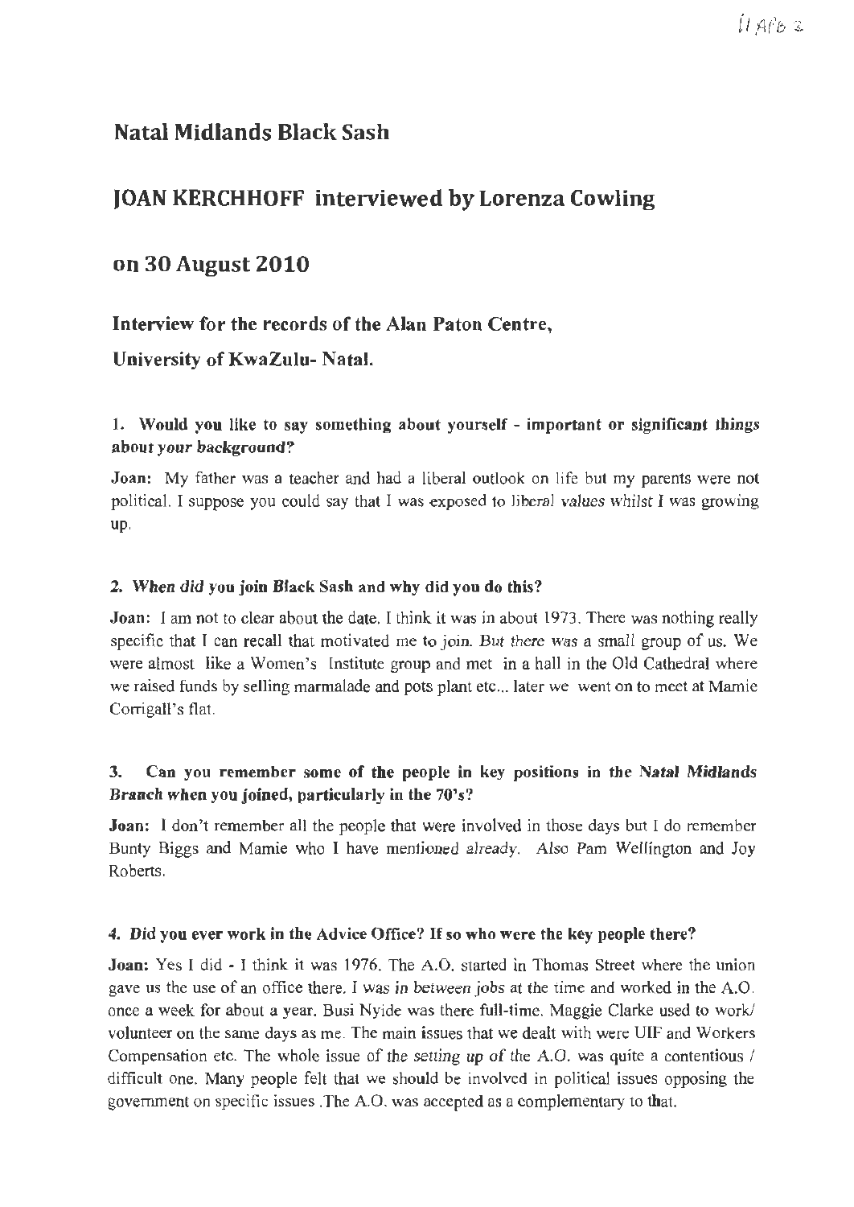11 APB 2

# Natal Midlands Black Sash

# JOAN KERCHHOFF interviewed by Lorenza Cowling

# on 30 August 2010

### Interview for the records of the Alan Paton Centre,

### University of KwaZulu- Natal.

**1. Would you like to say something about yourself - important or significant things about your background?**

**Joan:** My father was a teacher and had a liberal outlook on life but my parents were not political. I suppose you could say that I was exposed to liberal values whilst I was growing up.

**2. When did you join Black Sash and why did you do this?**

**Joan:** I am not to clear about the date. I think it was in about 1973. There was nothing really specific that I can recall that motivated me to join. But there was a small group of us. We were almost like a Women's Institute group and met in a hall in the Old Cathedral where we raised funds by selling marmalade and pots plant etc... later we went on to meet at Mamie Corrigall's flat.

**3. Can you remember some of the people in key positions in the Natal Midlands Branch when you joined, particularly in the 70's?**

**Joan:** I don't remember all the people that were involved in those days but I do remember Bunty Biggs and Mamie who I have mentioned already. Also Pam Wellington and Joy Roberts.

**4. Did you ever work in the Advice Office? If so who were the key people there?**

**Joan:** Yes I did - I think it was 1976. The A.O. started in Thomas Street where the union gave us the use of an office there. I was in between jobs at the time and worked in the A.O. once a week for about a year. Busi Nyide was there full-time. Maggie Clarke used to work/ volunteer on the same days as me. The main issues that we dealt with were UIF and Workers Compensation etc. The whole issue of the setting up of the A.O. was quite a contentious / difficult one. Many people felt that we should be involved in political issues opposing the government on specific issues .The A.O. was accepted as a complementary to that.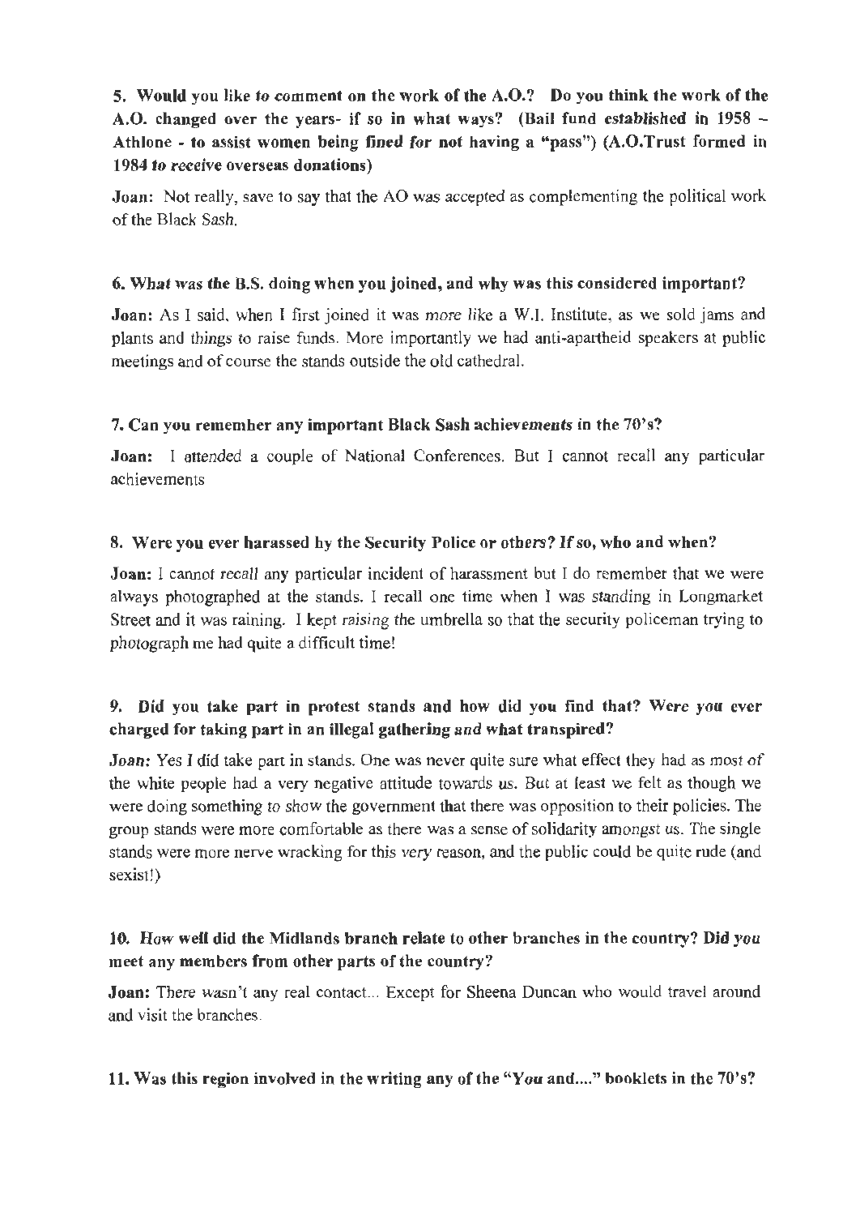**5. Would you like to comment on the work of the A.O.? Do you think the work of the A.O. changed over the years- if so in what ways? (Bail fund established in 1958 – Athlone - to assist women being fined for not having a "pass") (A.O.Trust formed in 1984 to receive overseas donations)**

**Joan:** Not really, save to say that the AO was accepted as complementing the political work of the Black Sash.

**6. What was the B.S. doing when you joined, and why was this considered important?**

**Joan:** As I said, when I first joined it was more like a W.I. Institute, as we sold jams and plants and things to raise funds. More importantly we had anti-apartheid speakers at public meetings and of course the stands outside the old cathedral.

**7. Can you remember any important Black Sash achievements in the 70's?**

**Joan:** I attended a couple of National Conferences. But I cannot recall any particular achievements

**8. Were you ever harassed by the Security Police or others? If so, who and when?**

**Joan:** I cannot recall any particular incident of harassment but I do remember that we were always photographed at the stands. I recall one time when I was standing in Longmarket Street and it was raining. I kept raising the umbrella so that the security policeman trying to photograph me had quite a difficult time!

**9. Did you take part in protest stands and how did you find that? Were you ever charged for taking part in an illegal gathering and what transpired?**

**Joan:** Yes I did take part in stands. One was never quite sure what effect they had as most of the white people had a very negative attitude towards us. But at least we felt as though we were doing something to show the government that there was opposition to their policies. The group stands were more comfortable as there was a sense of solidarity amongst us. The single stands were more nerve wracking for this very reason, and the public could be quite rude (and sexist!)

**10. How well did the Midlands branch relate to other branches in the country? Did you meet any members from other parts of the country?**

**Joan:** There wasn't any real contact... Except for Sheena Duncan who would travel around and visit the branches.

**11. Was this region involved in the writing any of the "You and...." booklets in the 70's?**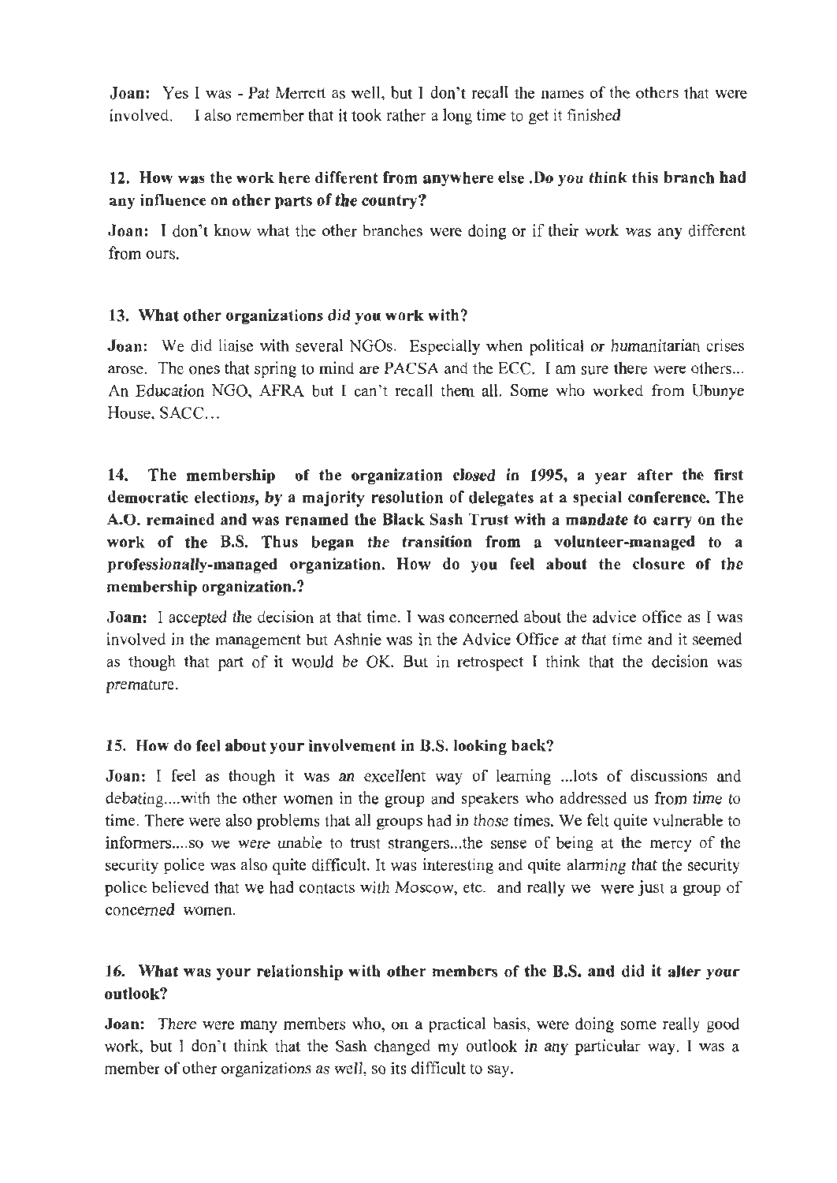**Joan:** Yes I was - Pat Merrett as well, but I don't recall the names of the others that were involved. I also remember that it took rather a long time to get it finished

**12. How was the work here different from anywhere else .Do you think this branch had any influence on other parts of the country?**

**Joan:** I don't know what the other branches were doing or if their work was any different from ours.

**13. What other organizations did you work with?**

**Joan:** We did liaise with several NGOs. Especially when political or humanitarian crises arose. The ones that spring to mind are PACSA and the ECC. I am sure there were others... An Education NGO, AFRA but I can't recall them all. Some who worked from Ubunye House, SACC…

**14. The membership of the organization closed in 1995, a year after the first democratic elections, by a majority resolution of delegates at a special conference. The A.O. remained and was renamed the Black Sash Trust with a mandate to carry on the work of the B.S. Thus began the transition from a volunteer-managed to a professionally-managed organization. How do you feel about the closure of the membership organization.?**

**Joan:** I accepted the decision at that time. I was concerned about the advice office as I was involved in the management but Ashnie was in the Advice Office at that time and it seemed as though that part of it would be OK. But in retrospect I think that the decision was premature.

**15. How do feel about your involvement in B.S. looking back?**

**Joan:** I feel as though it was an excellent way of learning ...lots of discussions and debating....with the other women in the group and speakers who addressed us from time to time. There were also problems that all groups had in those times. We felt quite vulnerable to informers....so we were unable to trust strangers...the sense of being at the mercy of the security police was also quite difficult. It was interesting and quite alarming that the security police believed that we had contacts with Moscow, etc. and really we were just a group of concerned women.

**16. What was your relationship with other members of the B.S. and did it alter your outlook?**

**Joan:** There were many members who, on a practical basis, were doing some really good work, but I don't think that the Sash changed my outlook in any particular way. I was a member of other organizations as well, so its difficult to say.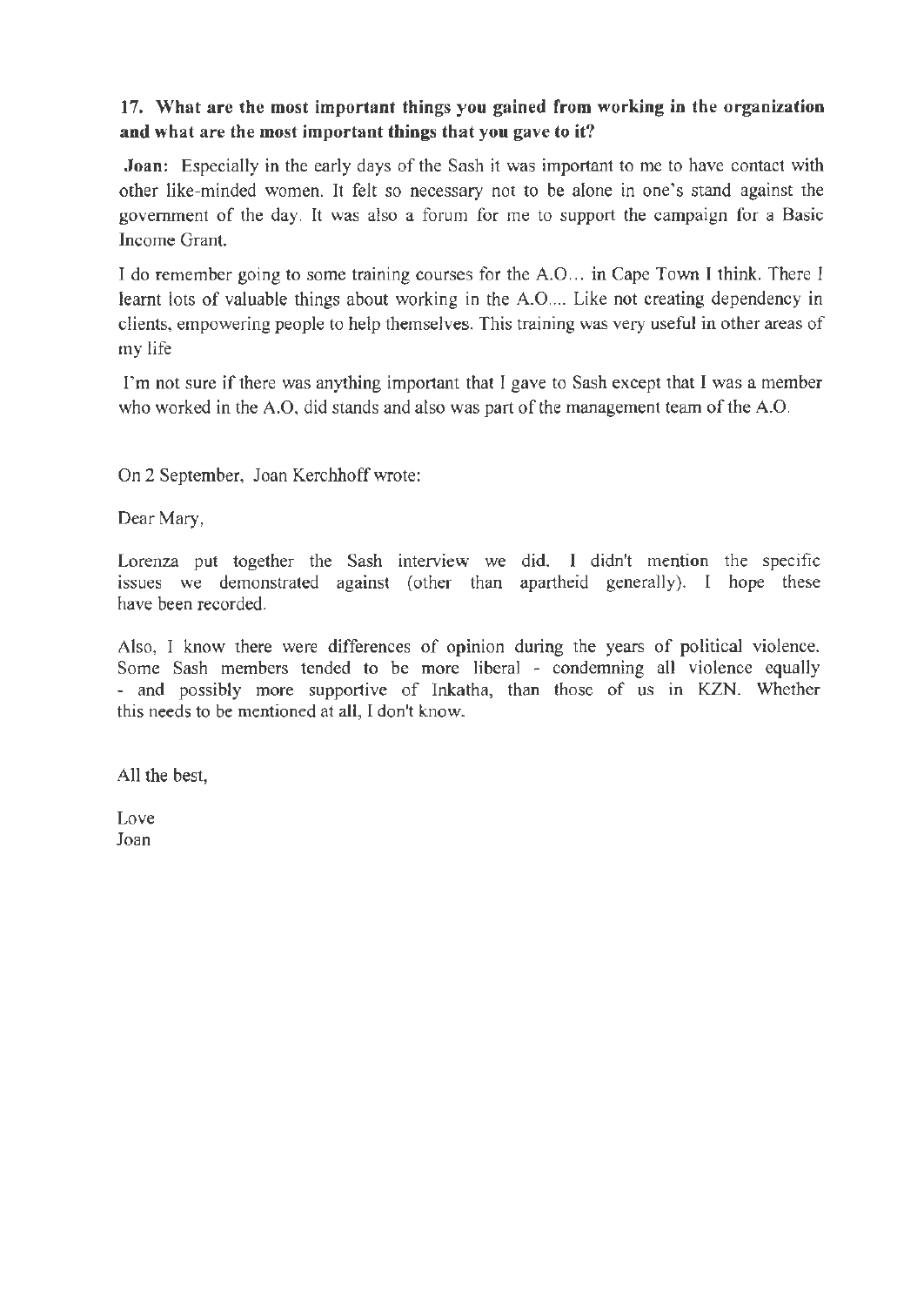**17. What are the most important things you gained from working in the organization and what are the most important things that you gave to it?**

**Joan:** Especially in the early days of the Sash it was important to me to have contact with other like-minded women. It felt so necessary not to be alone in one's stand against the government of the day. It was also a forum for me to support the campaign for a Basic Income Grant.

I do remember going to some training courses for the A.O… in Cape Town I think. There I learnt lots of valuable things about working in the A.O.... Like not creating dependency in clients, empowering people to help themselves. This training was very useful in other areas of my life

I'm not sure if there was anything important that I gave to Sash except that I was a member who worked in the A.O, did stands and also was part of the management team of the A.O.

On 2 September, Joan Kerchhoff wrote:

Dear Mary,

Lorenza put together the Sash interview we did. I didn't mention the specific issues we demonstrated against (other than apartheid generally). I hope these have been recorded.

Also, I know there were differences of opinion during the years of political violence. Some Sash members tended to be more liberal - condemning all violence equally - and possibly more supportive of Inkatha, than those of us in KZN. Whether this needs to be mentioned at all, I don't know.

All the best,

Love
Joan